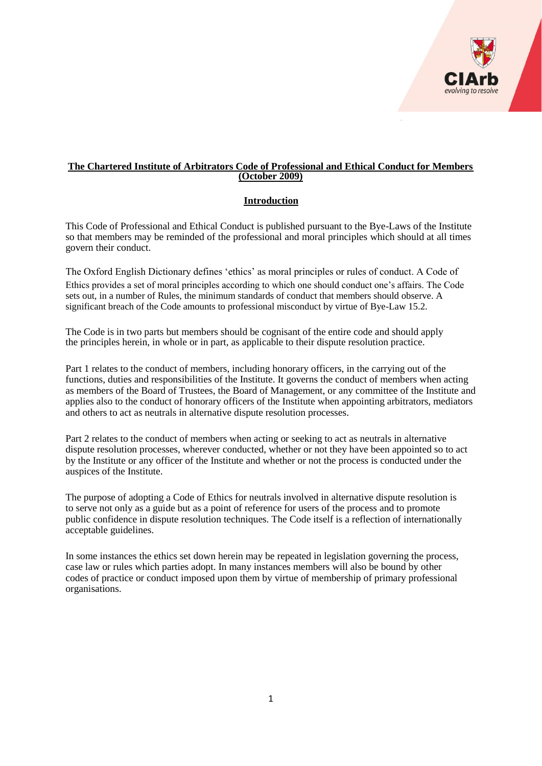# The Chartered Institute of Arbitrators Code of Professional and Ethical Conduct for Members (October 2009)

## Introduction

This Code of Professional and Ethical Conduct is published pursuant to the Bye-Laws of the Institute so that members may be reminded of the professional and moral principles which should at all times govern their conduct.

The Oxford English Dictionary defines 'ethics' as moral principles or rules of conduct. A Code of Ethics provides a set of moral principles according to which one should conduct one's affairs. The Code sets out, in a number of Rules, the minimum standards of conduct that members should observe. A significant breach of the Code amounts to professional misconduct by virtue of Bye-Law 15.2.

The Code is in two parts but members should be cognisant of the entire code and should apply the principles herein, in whole or in part, as applicable to their dispute resolution practice.

Part 1 relates to the conduct of members, including honorary officers, in the carrying out of the functions, duties and responsibilities of the Institute. It governs the conduct of members when acting as members of the Board of Trustees, the Board of Management, or any committee of the Institute and applies also to the conduct of honorary officers of the Institute when appointing arbitrators, mediators and others to act as neutrals in alternative dispute resolution processes.

Part 2 relates to the conduct of members when acting or seeking to act as neutrals in alternative dispute resolution processes, wherever conducted, whether or not they have been appointed so to act by the Institute or any officer of the Institute and whether or not the process is conducted under the auspices of the Institute.

The purpose of adopting a Code of Ethics for neutrals involved in alternative dispute resolution is to serve not only as a guide but as a point of reference for users of the process and to promote public confidence in dispute resolution techniques. The Code itself is a reflection of internationally acceptable guidelines.

In some instances the ethics set down herein may be repeated in legislation governing the process, case law or rules which parties adopt. In many instances members will also be bound by other codes of practice or conduct imposed upon them by virtue of membership of primary professional organisations.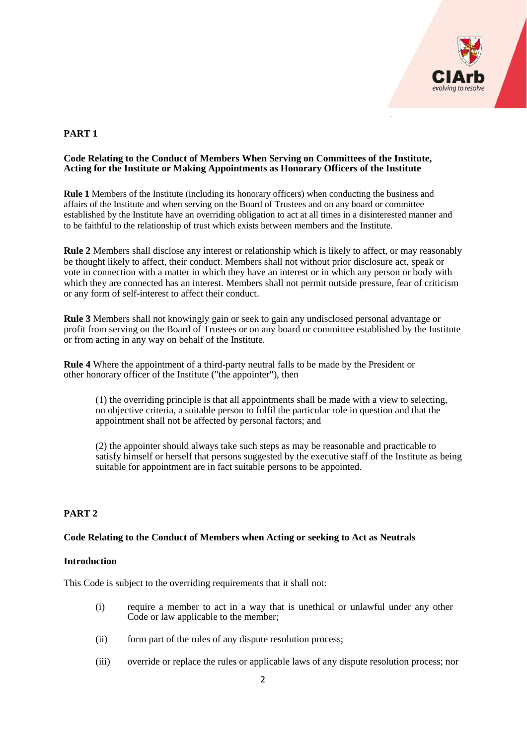## PART 1

**Code Relating to the Conduct of Members When Serving on Committees of the Institute, Acting for the Institute or Making Appointments as Honorary Officers of the Institute**

**Rule 1** Members of the Institute (including its honorary officers) when conducting the business and affairs of the Institute and when serving on the Board of Trustees and on any board or committee established by the Institute have an overriding obligation to act at all times in a disinterested manner and to be faithful to the relationship of trust which exists between members and the Institute.

**Rule 2** Members shall disclose any interest or relationship which is likely to affect, or may reasonably be thought likely to affect, their conduct. Members shall not without prior disclosure act, speak or vote in connection with a matter in which they have an interest or in which any person or body with which they are connected has an interest. Members shall not permit outside pressure, fear of criticism or any form of self-interest to affect their conduct.

**Rule 3** Members shall not knowingly gain or seek to gain any undisclosed personal advantage or profit from serving on the Board of Trustees or on any board or committee established by the Institute or from acting in any way on behalf of the Institute.

**Rule 4** Where the appointment of a third-party neutral falls to be made by the President or other honorary officer of the Institute ("the appointer"), then

(1) the overriding principle is that all appointments shall be made with a view to selecting, on objective criteria, a suitable person to fulfil the particular role in question and that the appointment shall not be affected by personal factors; and

(2) the appointer should always take such steps as may be reasonable and practicable to satisfy himself or herself that persons suggested by the executive staff of the Institute as being suitable for appointment are in fact suitable persons to be appointed.

## PART 2

**Code Relating to the Conduct of Members when Acting or seeking to Act as Neutrals**

### Introduction

This Code is subject to the overriding requirements that it shall not:

(i) require a member to act in a way that is unethical or unlawful under any other Code or law applicable to the member;

(ii) form part of the rules of any dispute resolution process;

(iii) override or replace the rules or applicable laws of any dispute resolution process; nor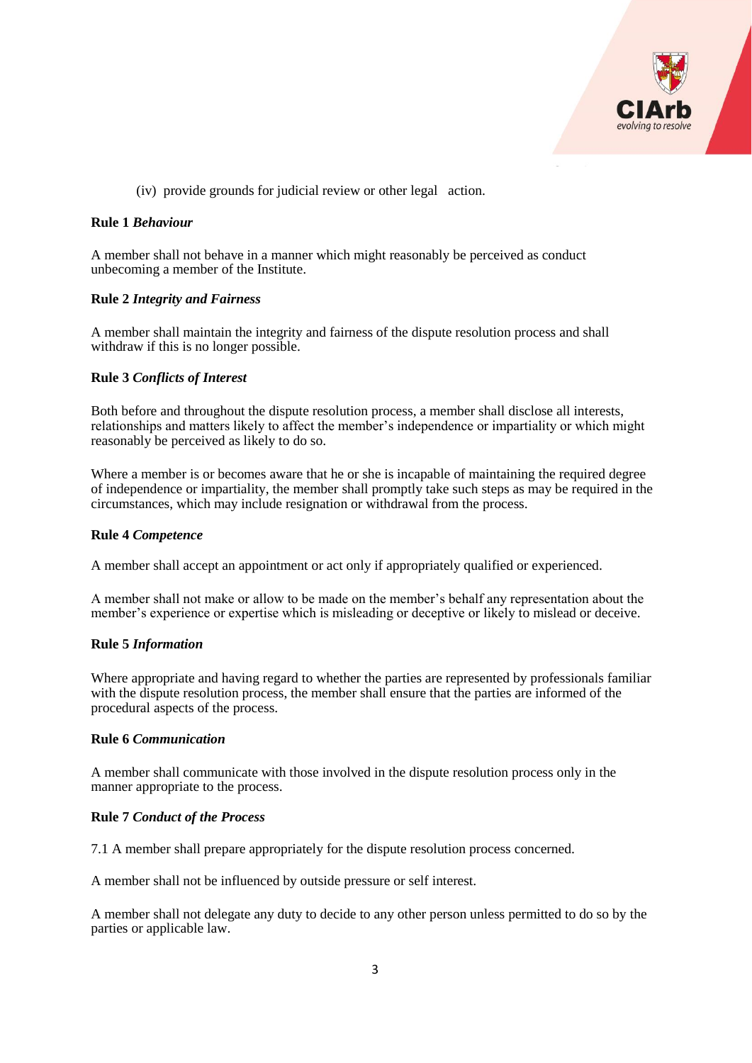(iv) provide grounds for judicial review or other legal action.

**Rule 1** ***Behaviour***

A member shall not behave in a manner which might reasonably be perceived as conduct unbecoming a member of the Institute.

**Rule 2** ***Integrity and Fairness***

A member shall maintain the integrity and fairness of the dispute resolution process and shall withdraw if this is no longer possible.

**Rule 3** ***Conflicts of Interest***

Both before and throughout the dispute resolution process, a member shall disclose all interests, relationships and matters likely to affect the member's independence or impartiality or which might reasonably be perceived as likely to do so.

Where a member is or becomes aware that he or she is incapable of maintaining the required degree of independence or impartiality, the member shall promptly take such steps as may be required in the circumstances, which may include resignation or withdrawal from the process.

**Rule 4** ***Competence***

A member shall accept an appointment or act only if appropriately qualified or experienced.

A member shall not make or allow to be made on the member's behalf any representation about the member's experience or expertise which is misleading or deceptive or likely to mislead or deceive.

**Rule 5** ***Information***

Where appropriate and having regard to whether the parties are represented by professionals familiar with the dispute resolution process, the member shall ensure that the parties are informed of the procedural aspects of the process.

**Rule 6** ***Communication***

A member shall communicate with those involved in the dispute resolution process only in the manner appropriate to the process.

**Rule 7** ***Conduct of the Process***

7.1 A member shall prepare appropriately for the dispute resolution process concerned.

A member shall not be influenced by outside pressure or self interest.

A member shall not delegate any duty to decide to any other person unless permitted to do so by the parties or applicable law.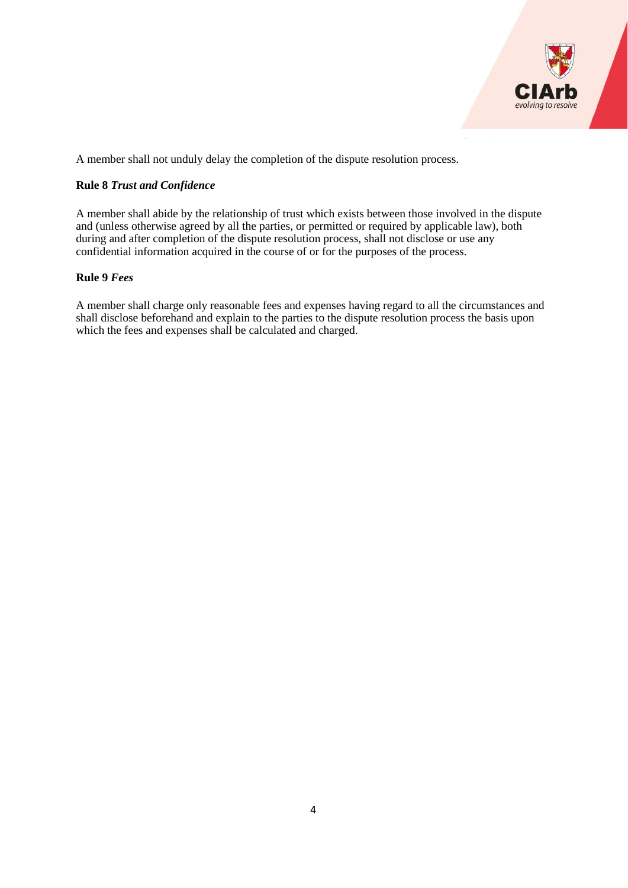A member shall not unduly delay the completion of the dispute resolution process.

**Rule 8** ***Trust and Confidence***

A member shall abide by the relationship of trust which exists between those involved in the dispute and (unless otherwise agreed by all the parties, or permitted or required by applicable law), both during and after completion of the dispute resolution process, shall not disclose or use any confidential information acquired in the course of or for the purposes of the process.

**Rule 9** ***Fees***

A member shall charge only reasonable fees and expenses having regard to all the circumstances and shall disclose beforehand and explain to the parties to the dispute resolution process the basis upon which the fees and expenses shall be calculated and charged.